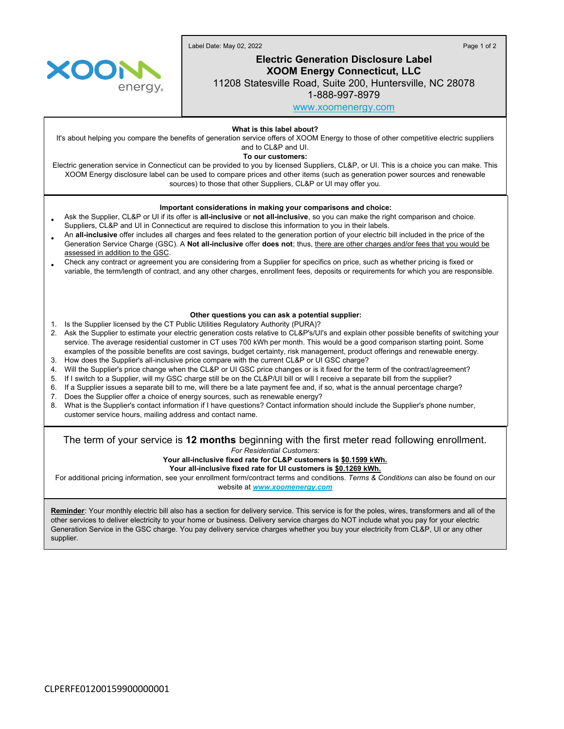Label Date: May 02, 2022

# Electric Generation Disclosure Label

## XOOM Energy Connecticut, LLC

11208 Statesville Road, Suite 200, Huntersville, NC 28078
1-888-997-8979
www.xoomenergy.com

**What is this label about?**

It's about helping you compare the benefits of generation service offers of XOOM Energy to those of other competitive electric suppliers and to CL&P and UI.

**To our customers:**

Electric generation service in Connecticut can be provided to you by licensed Suppliers, CL&P, or UI. This is a choice you can make. This XOOM Energy disclosure label can be used to compare prices and other items (such as generation power sources and renewable sources) to those that other Suppliers, CL&P or UI may offer you.

**Important considerations in making your comparisons and choice:**

- Ask the Supplier, CL&P or UI if its offer is **all-inclusive** or **not all-inclusive**, so you can make the right comparison and choice. Suppliers, CL&P and UI in Connecticut are required to disclose this information to you in their labels.
- An **all-inclusive** offer includes all charges and fees related to the generation portion of your electric bill included in the price of the Generation Service Charge (GSC). A **Not all-inclusive** offer **does not**; thus, there are other charges and/or fees that you would be assessed in addition to the GSC.
- Check any contract or agreement you are considering from a Supplier for specifics on price, such as whether pricing is fixed or variable, the term/length of contract, and any other charges, enrollment fees, deposits or requirements for which you are responsible.

**Other questions you can ask a potential supplier:**

1. Is the Supplier licensed by the CT Public Utilities Regulatory Authority (PURA)?
2. Ask the Supplier to estimate your electric generation costs relative to CL&P's/UI's and explain other possible benefits of switching your service. The average residential customer in CT uses 700 kWh per month. This would be a good comparison starting point. Some examples of the possible benefits are cost savings, budget certainty, risk management, product offerings and renewable energy.
3. How does the Supplier's all-inclusive price compare with the current CL&P or UI GSC charge?
4. Will the Supplier's price change when the CL&P or UI GSC price changes or is it fixed for the term of the contract/agreement?
5. If I switch to a Supplier, will my GSC charge still be on the CL&P/UI bill or will I receive a separate bill from the supplier?
6. If a Supplier issues a separate bill to me, will there be a late payment fee and, if so, what is the annual percentage charge?
7. Does the Supplier offer a choice of energy sources, such as renewable energy?
8. What is the Supplier's contact information if I have questions? Contact information should include the Supplier's phone number, customer service hours, mailing address and contact name.

The term of your service is **12 months** beginning with the first meter read following enrollment.

*For Residential Customers:*

**Your all-inclusive fixed rate for CL&P customers is $0.1599 kWh.**

**Your all-inclusive fixed rate for UI customers is $0.1269 kWh.**

For additional pricing information, see your enrollment form/contract terms and conditions. *Terms & Conditions* can also be found on our website at ***www.xoomenergy.com***

**Reminder**: Your monthly electric bill also has a section for delivery service. This service is for the poles, wires, transformers and all of the other services to deliver electricity to your home or business. Delivery service charges do NOT include what you pay for your electric Generation Service in the GSC charge. You pay delivery service charges whether you buy your electricity from CL&P, UI or any other supplier.

CLPERFE01200159900000001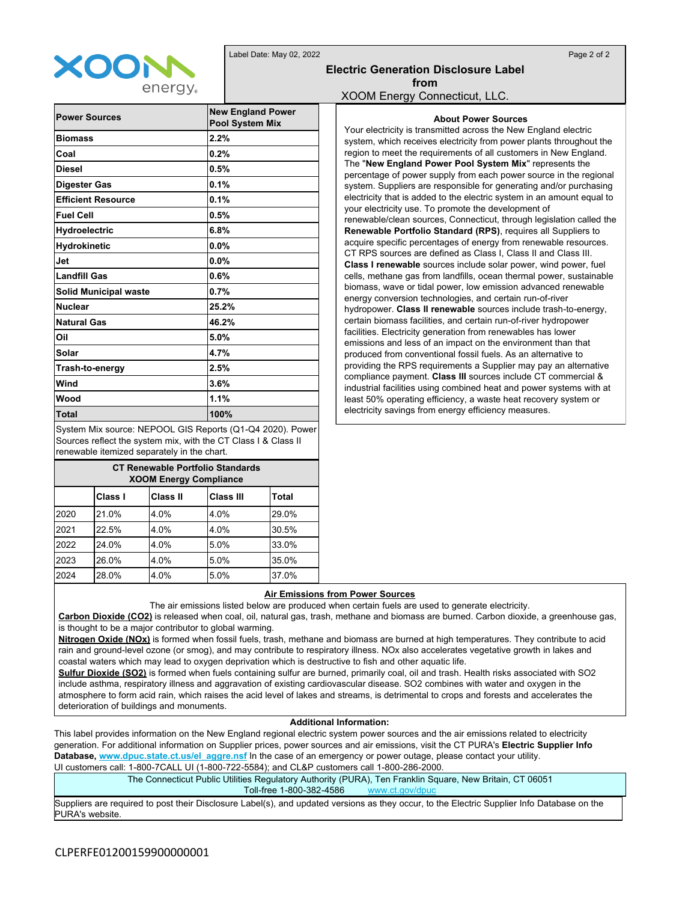Label Date: May 02, 2022

# Electric Generation Disclosure Label from XOOM Energy Connecticut, LLC.

| Power Sources | New England Power Pool System Mix |
|---|---|
| Biomass | 2.2% |
| Coal | 0.2% |
| Diesel | 0.5% |
| Digester Gas | 0.1% |
| Efficient Resource | 0.1% |
| Fuel Cell | 0.5% |
| Hydroelectric | 6.8% |
| Hydrokinetic | 0.0% |
| Jet | 0.0% |
| Landfill Gas | 0.6% |
| Solid Municipal waste | 0.7% |
| Nuclear | 25.2% |
| Natural Gas | 46.2% |
| Oil | 5.0% |
| Solar | 4.7% |
| Trash-to-energy | 2.5% |
| Wind | 3.6% |
| Wood | 1.1% |
| **Total** | **100%** |

System Mix source: NEPOOL GIS Reports (Q1-Q4 2020). Power Sources reflect the system mix, with the CT Class I & Class II renewable itemized separately in the chart.

**CT Renewable Portfolio Standards XOOM Energy Compliance**

| | Class I | Class II | Class III | Total |
|---|---|---|---|---|
| 2020 | 21.0% | 4.0% | 4.0% | 29.0% |
| 2021 | 22.5% | 4.0% | 4.0% | 30.5% |
| 2022 | 24.0% | 4.0% | 5.0% | 33.0% |
| 2023 | 26.0% | 4.0% | 5.0% | 35.0% |
| 2024 | 28.0% | 4.0% | 5.0% | 37.0% |

## About Power Sources

Your electricity is transmitted across the New England electric system, which receives electricity from power plants throughout the region to meet the requirements of all customers in New England. The "**New England Power Pool System Mix**" represents the percentage of power supply from each power source in the regional system. Suppliers are responsible for generating and/or purchasing electricity that is added to the electric system in an amount equal to your electricity use. To promote the development of renewable/clean sources, Connecticut, through legislation called the **Renewable Portfolio Standard (RPS)**, requires all Suppliers to acquire specific percentages of energy from renewable resources. CT RPS sources are defined as Class I, Class II and Class III. **Class I renewable** sources include solar power, wind power, fuel cells, methane gas from landfills, ocean thermal power, sustainable biomass, wave or tidal power, low emission advanced renewable energy conversion technologies, and certain run-of-river hydropower. **Class II renewable** sources include trash-to-energy, certain biomass facilities, and certain run-of-river hydropower facilities. Electricity generation from renewables has lower emissions and less of an impact on the environment than that produced from conventional fossil fuels. As an alternative to providing the RPS requirements a Supplier may pay an alternative compliance payment. **Class III** sources include CT commercial & industrial facilities using combined heat and power systems with at least 50% operating efficiency, a waste heat recovery system or electricity savings from energy efficiency measures.

## Air Emissions from Power Sources

The air emissions listed below are produced when certain fuels are used to generate electricity.

**Carbon Dioxide ($CO_2$)** is released when coal, oil, natural gas, trash, methane and biomass are burned. Carbon dioxide, a greenhouse gas, is thought to be a major contributor to global warming.

**Nitrogen Oxide ($NO_x$)** is formed when fossil fuels, trash, methane and biomass are burned at high temperatures. They contribute to acid rain and ground-level ozone (or smog), and may contribute to respiratory illness. NOx also accelerates vegetative growth in lakes and coastal waters which may lead to oxygen deprivation which is destructive to fish and other aquatic life.

**Sulfur Dioxide ($SO_2$)** is formed when fuels containing sulfur are burned, primarily coal, oil and trash. Health risks associated with $SO_2$ include asthma, respiratory illness and aggravation of existing cardiovascular disease. $SO_2$ combines with water and oxygen in the atmosphere to form acid rain, which raises the acid level of lakes and streams, is detrimental to crops and forests and accelerates the deterioration of buildings and monuments.

## Additional Information:

This label provides information on the New England regional electric system power sources and the air emissions related to electricity generation. For additional information on Supplier prices, power sources and air emissions, visit the CT PURA's **Electric Supplier Info Database, www.dpuc.state.ct.us/el_aggre.nsf** In the case of an emergency or power outage, please contact your utility.
UI customers call: 1-800-7CALL UI (1-800-722-5584); and CL&P customers call 1-800-286-2000.

The Connecticut Public Utilities Regulatory Authority (PURA), Ten Franklin Square, New Britain, CT 06051
Toll-free 1-800-382-4586 www.ct.gov/dpuc

Suppliers are required to post their Disclosure Label(s), and updated versions as they occur, to the Electric Supplier Info Database on the PURA's website.

CLPERFE01200159900000001